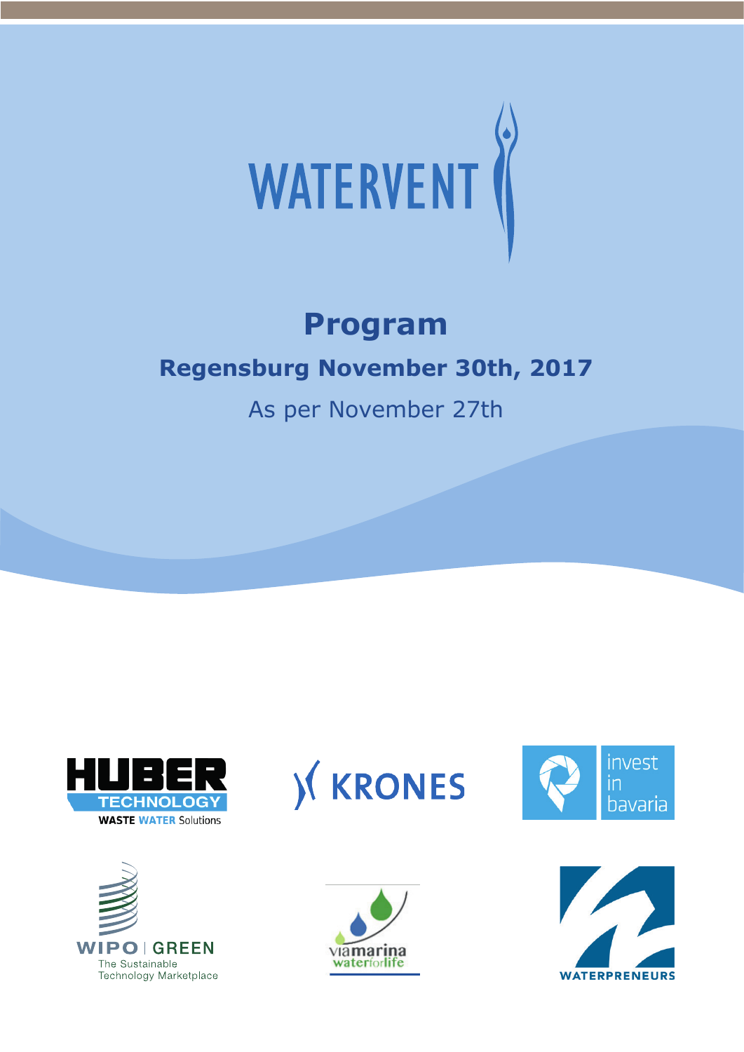# WATERVENT

## Program

### Regensburg November 30th, 2017

As per November 27th

HUBER TECHNOLOGY
WASTE WATER Solutions

KRONES

invest in bavaria

WIPO | GREEN
The Sustainable Technology Marketplace

viamarina
waterforlife

WATERPRENEURS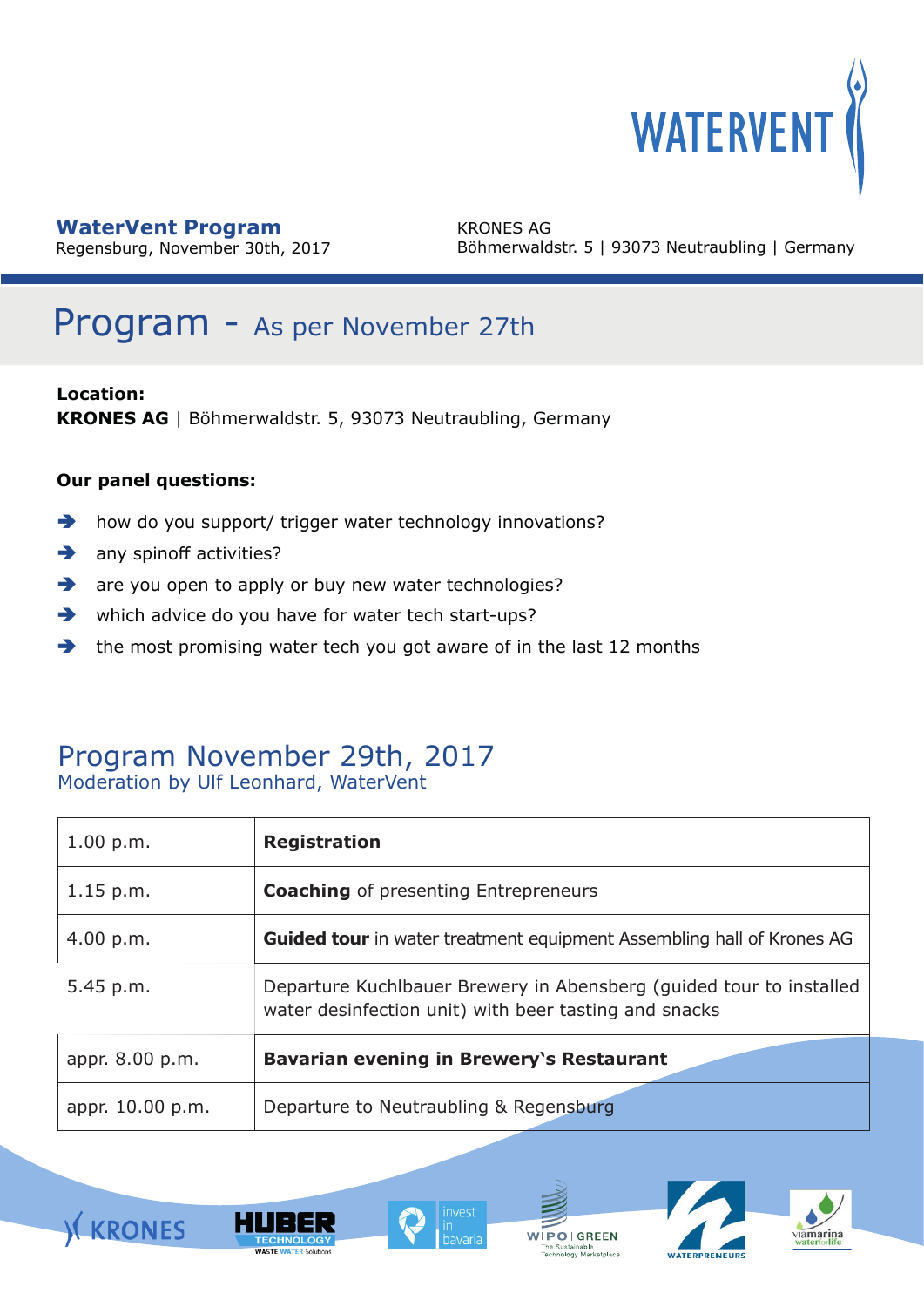**WaterVent Program**
Regensburg, November 30th, 2017

KRONES AG
Böhmerwaldstr. 5 | 93073 Neutraubling | Germany

# Program - As per November 27th

**Location:**
**KRONES AG** | Böhmerwaldstr. 5, 93073 Neutraubling, Germany

**Our panel questions:**

- how do you support/ trigger water technology innovations?
- any spinoff activities?
- are you open to apply or buy new water technologies?
- which advice do you have for water tech start-ups?
- the most promising water tech you got aware of in the last 12 months

## Program November 29th, 2017

Moderation by Ulf Leonhard, WaterVent

| | |
|---|---|
| 1.00 p.m. | **Registration** |
| 1.15 p.m. | **Coaching** of presenting Entrepreneurs |
| 4.00 p.m. | **Guided tour** in water treatment equipment Assembling hall of Krones AG |
| 5.45 p.m. | Departure Kuchlbauer Brewery in Abensberg (guided tour to installed water desinfection unit) with beer tasting and snacks |
| appr. 8.00 p.m. | **Bavarian evening in Brewery's Restaurant** |
| appr. 10.00 p.m. | Departure to Neutraubling & Regensburg |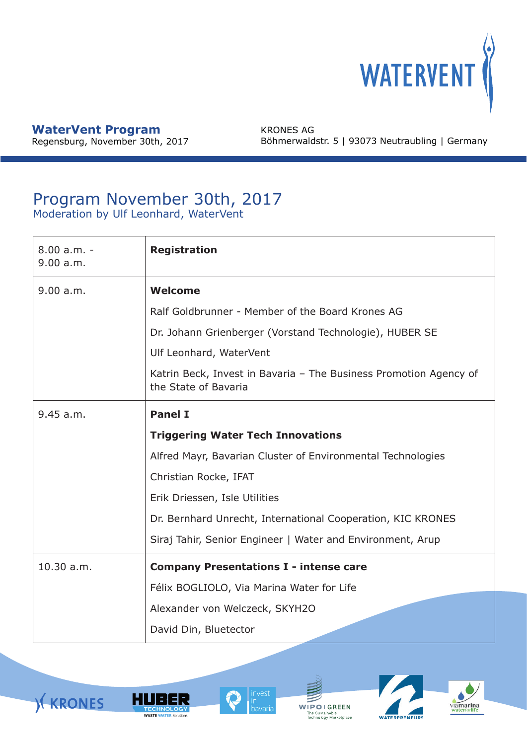**WaterVent Program**
Regensburg, November 30th, 2017

KRONES AG
Böhmerwaldstr. 5 | 93073 Neutraubling | Germany

# Program November 30th, 2017

Moderation by Ulf Leonhard, WaterVent

| Time | Program |
|---|---|
| 8.00 a.m. - 9.00 a.m. | **Registration** |
| 9.00 a.m. | **Welcome**<br>Ralf Goldbrunner - Member of the Board Krones AG<br>Dr. Johann Grienberger (Vorstand Technologie), HUBER SE<br>Ulf Leonhard, WaterVent<br>Katrin Beck, Invest in Bavaria – The Business Promotion Agency of the State of Bavaria |
| 9.45 a.m. | **Panel I**<br>**Triggering Water Tech Innovations**<br>Alfred Mayr, Bavarian Cluster of Environmental Technologies<br>Christian Rocke, IFAT<br>Erik Driessen, Isle Utilities<br>Dr. Bernhard Unrecht, International Cooperation, KIC KRONES<br>Siraj Tahir, Senior Engineer \| Water and Environment, Arup |
| 10.30 a.m. | **Company Presentations I - intense care**<br>Félix BOGLIOLO, Via Marina Water for Life<br>Alexander von Welczeck, SKYH2O<br>David Din, Bluetector |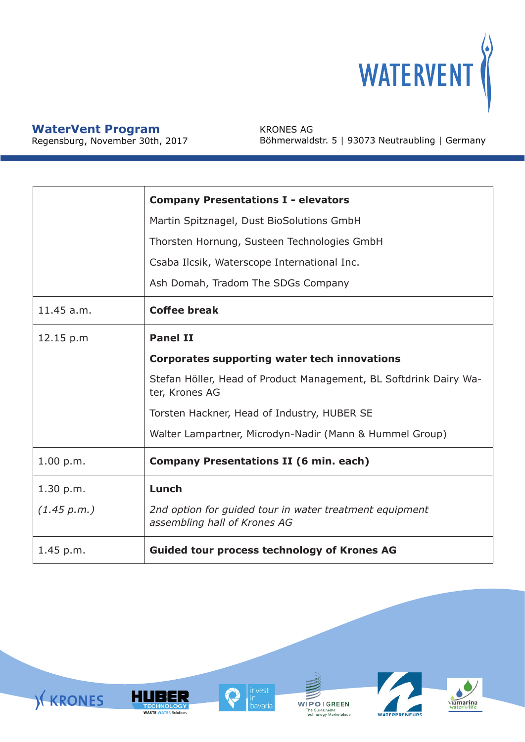**WaterVent Program**
Regensburg, November 30th, 2017

KRONES AG
Böhmerwaldstr. 5 | 93073 Neutraubling | Germany

| | |
|---|---|
| | **Company Presentations I - elevators**<br>Martin Spitznagel, Dust BioSolutions GmbH<br>Thorsten Hornung, Susteen Technologies GmbH<br>Csaba Ilcsik, Waterscope International Inc.<br>Ash Domah, Tradom The SDGs Company |
| 11.45 a.m. | **Coffee break** |
| 12.15 p.m | **Panel II**<br>**Corporates supporting water tech innovations**<br>Stefan Höller, Head of Product Management, BL Softdrink Dairy Water, Krones AG<br>Torsten Hackner, Head of Industry, HUBER SE<br>Walter Lampartner, Microdyn-Nadir (Mann & Hummel Group) |
| 1.00 p.m. | **Company Presentations II (6 min. each)** |
| 1.30 p.m.<br>*(1.45 p.m.)* | **Lunch**<br>*2nd option for guided tour in water treatment equipment assembling hall of Krones AG* |
| 1.45 p.m. | **Guided tour process technology of Krones AG** |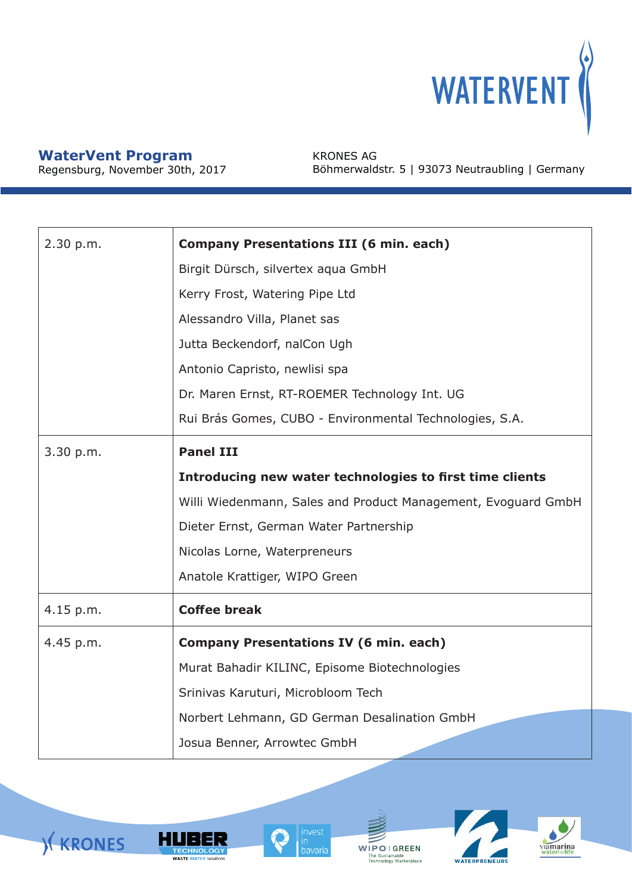**WaterVent Program**
Regensburg, November 30th, 2017

KRONES AG
Böhmerwaldstr. 5 | 93073 Neutraubling | Germany

| Time | Program |
|---|---|
| 2.30 p.m. | **Company Presentations III (6 min. each)**<br>Birgit Dürsch, silvertex aqua GmbH<br>Kerry Frost, Watering Pipe Ltd<br>Alessandro Villa, Planet sas<br>Jutta Beckendorf, nalCon Ugh<br>Antonio Capristo, newlisi spa<br>Dr. Maren Ernst, RT-ROEMER Technology Int. UG<br>Rui Brás Gomes, CUBO - Environmental Technologies, S.A. |
| 3.30 p.m. | **Panel III**<br>**Introducing new water technologies to first time clients**<br>Willi Wiedenmann, Sales and Product Management, Evoguard GmbH<br>Dieter Ernst, German Water Partnership<br>Nicolas Lorne, Waterpreneurs<br>Anatole Krattiger, WIPO Green |
| 4.15 p.m. | **Coffee break** |
| 4.45 p.m. | **Company Presentations IV (6 min. each)**<br>Murat Bahadir KILINC, Episome Biotechnologies<br>Srinivas Karuturi, Microbloom Tech<br>Norbert Lehmann, GD German Desalination GmbH<br>Josua Benner, Arrowtec GmbH |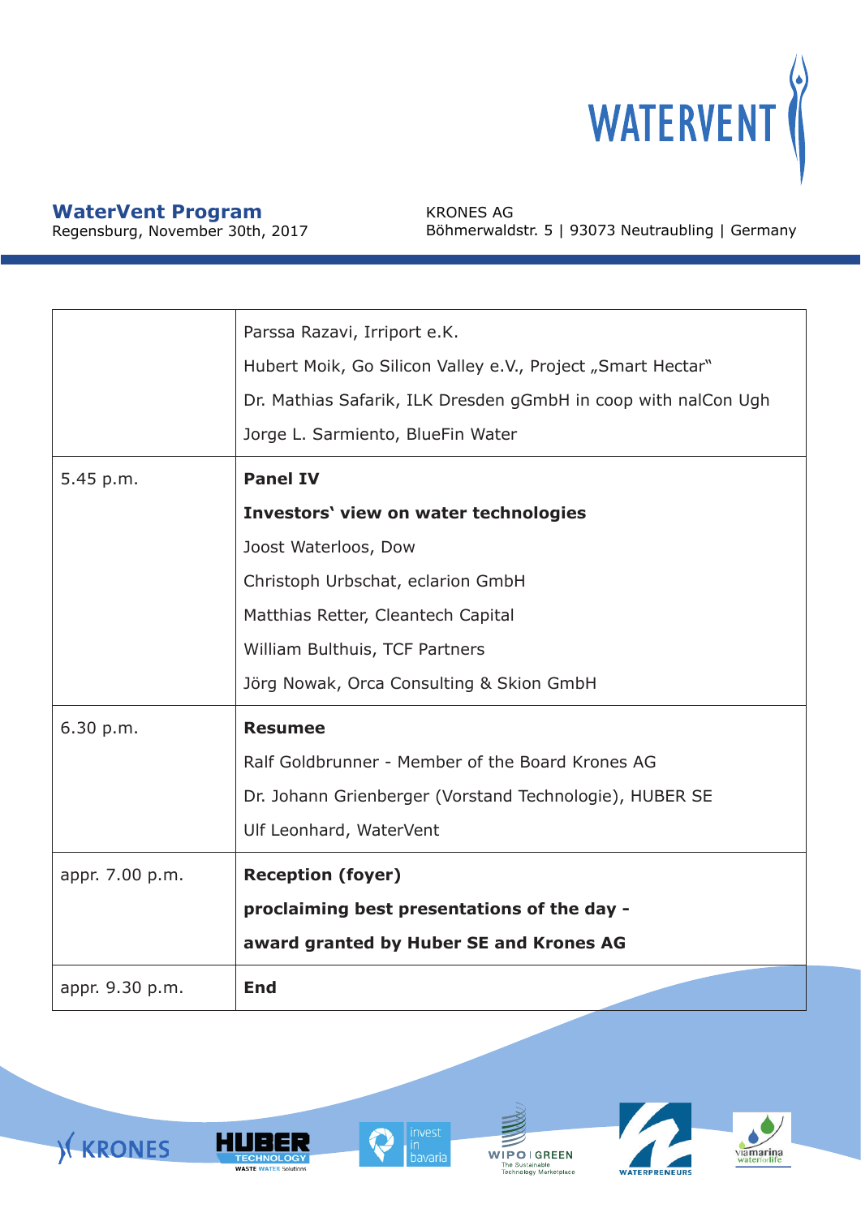**WaterVent Program**
Regensburg, November 30th, 2017

KRONES AG
Böhmerwaldstr. 5 | 93073 Neutraubling | Germany

| | |
|---|---|
| | Parssa Razavi, Irriport e.K.<br>Hubert Moik, Go Silicon Valley e.V., Project „Smart Hectar"<br>Dr. Mathias Safarik, ILK Dresden gGmbH in coop with nalCon Ugh<br>Jorge L. Sarmiento, BlueFin Water |
| 5.45 p.m. | **Panel IV**<br>**Investors' view on water technologies**<br>Joost Waterloos, Dow<br>Christoph Urbschat, eclarion GmbH<br>Matthias Retter, Cleantech Capital<br>William Bulthuis, TCF Partners<br>Jörg Nowak, Orca Consulting & Skion GmbH |
| 6.30 p.m. | **Resumee**<br>Ralf Goldbrunner - Member of the Board Krones AG<br>Dr. Johann Grienberger (Vorstand Technologie), HUBER SE<br>Ulf Leonhard, WaterVent |
| appr. 7.00 p.m. | **Reception (foyer)**<br>**proclaiming best presentations of the day -**<br>**award granted by Huber SE and Krones AG** |
| appr. 9.30 p.m. | **End** |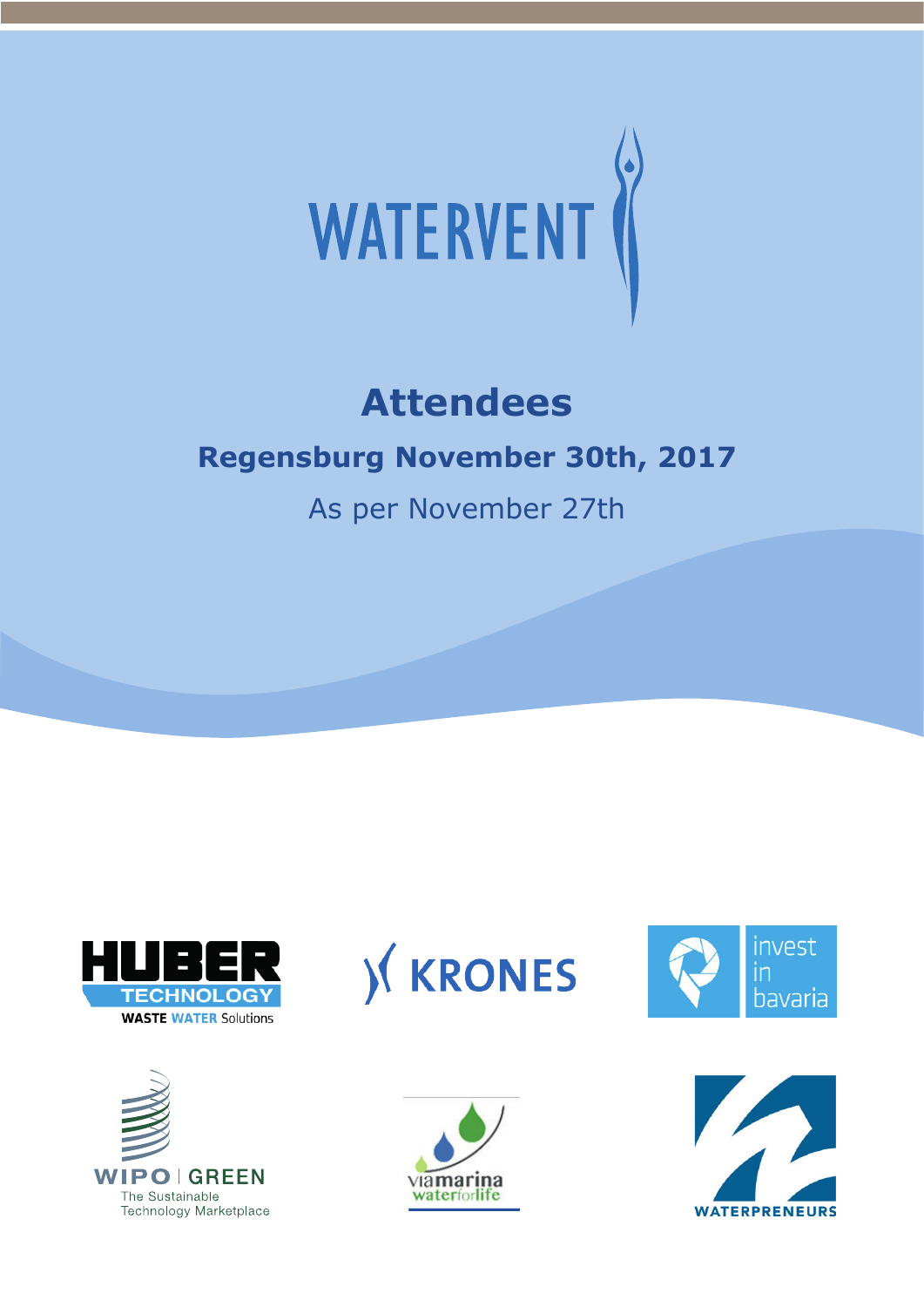# WATERVENT

## Attendees

### Regensburg November 30th, 2017

As per November 27th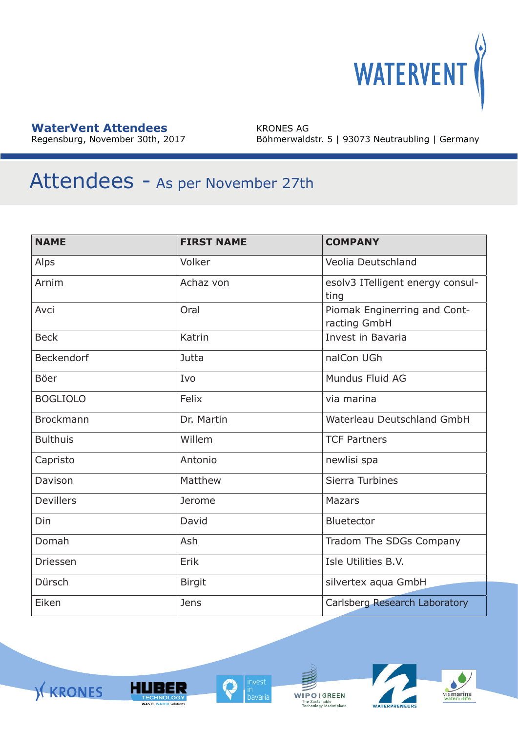**WaterVent Attendees**
Regensburg, November 30th, 2017

KRONES AG
Böhmerwaldstr. 5 | 93073 Neutraubling | Germany

# Attendees - As per November 27th

| NAME | FIRST NAME | COMPANY |
|---|---|---|
| Alps | Volker | Veolia Deutschland |
| Arnim | Achaz von | esolv3 ITelligent energy consulting |
| Avci | Oral | Piomak Enginerring and Contracting GmbH |
| Beck | Katrin | Invest in Bavaria |
| Beckendorf | Jutta | nalCon UGh |
| Böer | Ivo | Mundus Fluid AG |
| BOGLIOLO | Felix | via marina |
| Brockmann | Dr. Martin | Waterleau Deutschland GmbH |
| Bulthuis | Willem | TCF Partners |
| Capristo | Antonio | newlisi spa |
| Davison | Matthew | Sierra Turbines |
| Devillers | Jerome | Mazars |
| Din | David | Bluetector |
| Domah | Ash | Tradom The SDGs Company |
| Driessen | Erik | Isle Utilities B.V. |
| Dürsch | Birgit | silvertex aqua GmbH |
| Eiken | Jens | Carlsberg Research Laboratory |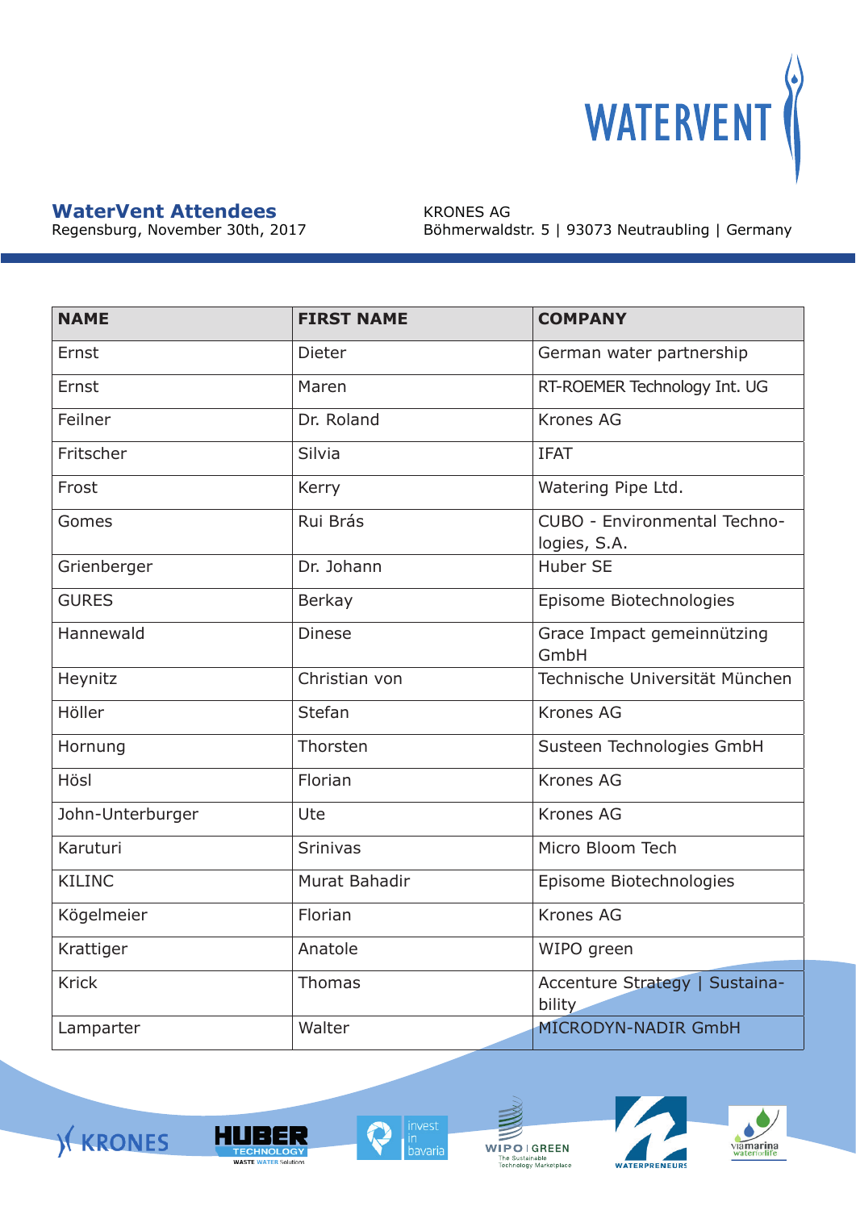## WaterVent Attendees

Regensburg, November 30th, 2017

KRONES AG
Böhmerwaldstr. 5 | 93073 Neutraubling | Germany

| NAME | FIRST NAME | COMPANY |
|---|---|---|
| Ernst | Dieter | German water partnership |
| Ernst | Maren | RT-ROEMER Technology Int. UG |
| Feilner | Dr. Roland | Krones AG |
| Fritscher | Silvia | IFAT |
| Frost | Kerry | Watering Pipe Ltd. |
| Gomes | Rui Brás | CUBO - Environmental Technologies, S.A. |
| Grienberger | Dr. Johann | Huber SE |
| GURES | Berkay | Episome Biotechnologies |
| Hannewald | Dinese | Grace Impact gemeinnützing GmbH |
| Heynitz | Christian von | Technische Universität München |
| Höller | Stefan | Krones AG |
| Hornung | Thorsten | Susteen Technologies GmbH |
| Hösl | Florian | Krones AG |
| John-Unterburger | Ute | Krones AG |
| Karuturi | Srinivas | Micro Bloom Tech |
| KILINC | Murat Bahadir | Episome Biotechnologies |
| Kögelmeier | Florian | Krones AG |
| Krattiger | Anatole | WIPO green |
| Krick | Thomas | Accenture Strategy \| Sustainability |
| Lamparter | Walter | MICRODYN-NADIR GmbH |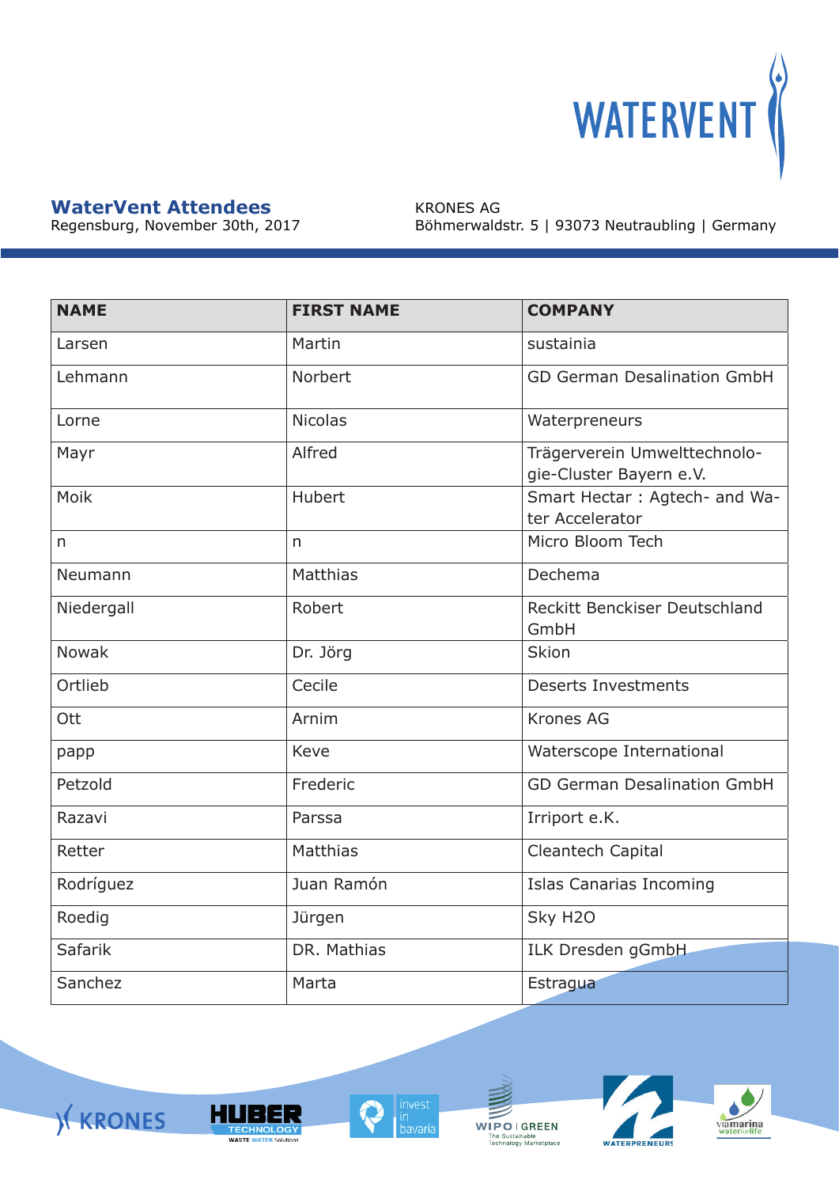**WaterVent Attendees**
Regensburg, November 30th, 2017

KRONES AG
Böhmerwaldstr. 5 | 93073 Neutraubling | Germany

| NAME | FIRST NAME | COMPANY |
|---|---|---|
| Larsen | Martin | sustainia |
| Lehmann | Norbert | GD German Desalination GmbH |
| Lorne | Nicolas | Waterpreneurs |
| Mayr | Alfred | Trägerverein Umwelttechnologie-Cluster Bayern e.V. |
| Moik | Hubert | Smart Hectar : Agtech- and Water Accelerator |
| n | n | Micro Bloom Tech |
| Neumann | Matthias | Dechema |
| Niedergall | Robert | Reckitt Benckiser Deutschland GmbH |
| Nowak | Dr. Jörg | Skion |
| Ortlieb | Cecile | Deserts Investments |
| Ott | Arnim | Krones AG |
| papp | Keve | Waterscope International |
| Petzold | Frederic | GD German Desalination GmbH |
| Razavi | Parssa | Irriport e.K. |
| Retter | Matthias | Cleantech Capital |
| Rodríguez | Juan Ramón | Islas Canarias Incoming |
| Roedig | Jürgen | Sky H2O |
| Safarik | DR. Mathias | ILK Dresden gGmbH |
| Sanchez | Marta | Estragua |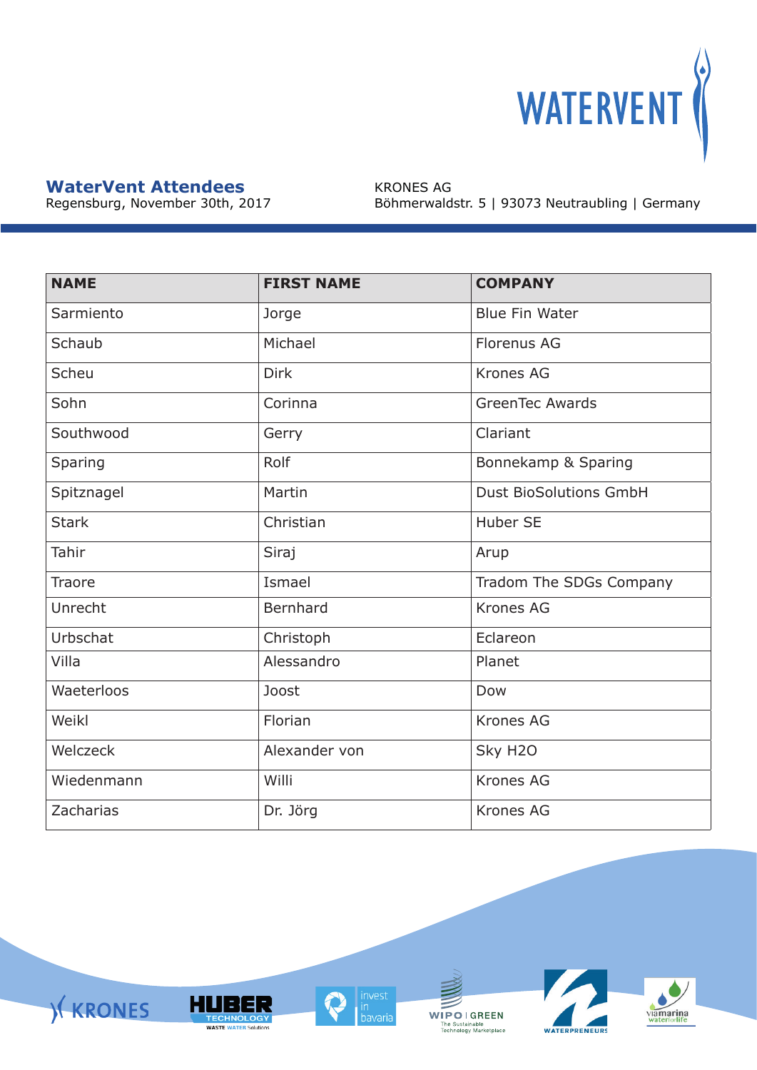**WaterVent Attendees**
Regensburg, November 30th, 2017

KRONES AG
Böhmerwaldstr. 5 | 93073 Neutraubling | Germany

| NAME | FIRST NAME | COMPANY |
|---|---|---|
| Sarmiento | Jorge | Blue Fin Water |
| Schaub | Michael | Florenus AG |
| Scheu | Dirk | Krones AG |
| Sohn | Corinna | GreenTec Awards |
| Southwood | Gerry | Clariant |
| Sparing | Rolf | Bonnekamp & Sparing |
| Spitznagel | Martin | Dust BioSolutions GmbH |
| Stark | Christian | Huber SE |
| Tahir | Siraj | Arup |
| Traore | Ismael | Tradom The SDGs Company |
| Unrecht | Bernhard | Krones AG |
| Urbschat | Christoph | Eclareon |
| Villa | Alessandro | Planet |
| Waeterloos | Joost | Dow |
| Weikl | Florian | Krones AG |
| Welczeck | Alexander von | Sky H2O |
| Wiedenmann | Willi | Krones AG |
| Zacharias | Dr. Jörg | Krones AG |